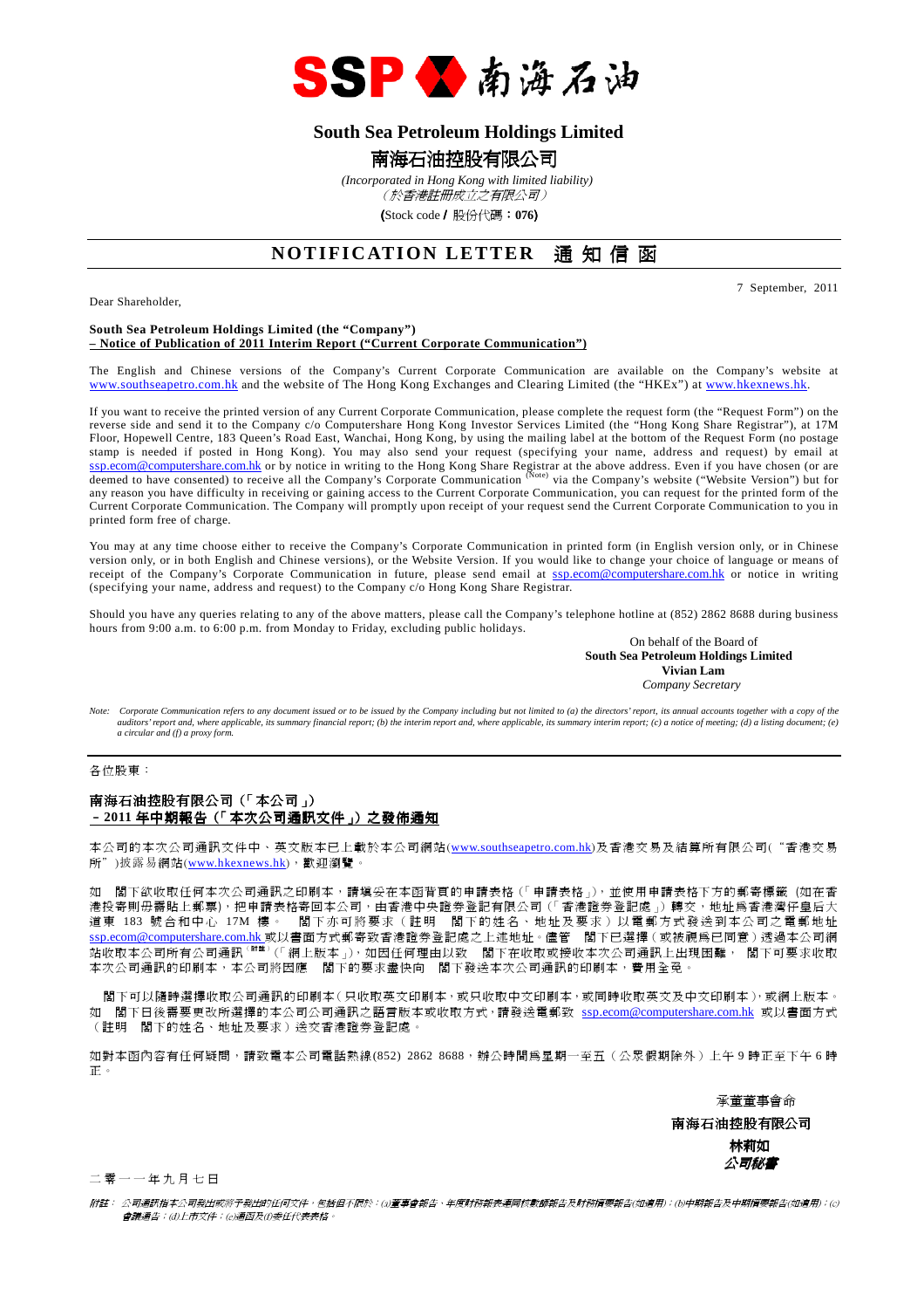SSP 南海石油

# South Sea Petroleum Holdings Limited

# 南海石油控股有限公司

*(Incorporated in Hong Kong with limited liability)*
*（於香港註冊成立之有限公司）*

**(**Stock code **/** 股份代碼：**076)**

## NOTIFICATION LETTER 通 知 信 函

7 September, 2011

Dear Shareholder,

**South Sea Petroleum Holdings Limited (the "Company")**
**– Notice of Publication of 2011 Interim Report ("Current Corporate Communication")**

The English and Chinese versions of the Company's Current Corporate Communication are available on the Company's website at www.southseapetro.com.hk and the website of The Hong Kong Exchanges and Clearing Limited (the "HKEx") at www.hkexnews.hk.

If you want to receive the printed version of any Current Corporate Communication, please complete the request form (the "Request Form") on the reverse side and send it to the Company c/o Computershare Hong Kong Investor Services Limited (the "Hong Kong Share Registrar"), at 17M Floor, Hopewell Centre, 183 Queen's Road East, Wanchai, Hong Kong, by using the mailing label at the bottom of the Request Form (no postage stamp is needed if posted in Hong Kong). You may also send your request (specifying your name, address and request) by email at ssp.ecom@computershare.com.hk or by notice in writing to the Hong Kong Share Registrar at the above address. Even if you have chosen (or are deemed to have consented) to receive all the Company's Corporate Communication (Note) via the Company's website ("Website Version") but for any reason you have difficulty in receiving or gaining access to the Current Corporate Communication, you can request for the printed form of the Current Corporate Communication. The Company will promptly upon receipt of your request send the Current Corporate Communication to you in printed form free of charge.

You may at any time choose either to receive the Company's Corporate Communication in printed form (in English version only, or in Chinese version only, or in both English and Chinese versions), or the Website Version. If you would like to change your choice of language or means of receipt of the Company's Corporate Communication in future, please send email at ssp.ecom@computershare.com.hk or notice in writing (specifying your name, address and request) to the Company c/o Hong Kong Share Registrar.

Should you have any queries relating to any of the above matters, please call the Company's telephone hotline at (852) 2862 8688 during business hours from 9:00 a.m. to 6:00 p.m. from Monday to Friday, excluding public holidays.

On behalf of the Board of
**South Sea Petroleum Holdings Limited**
**Vivian Lam**
*Company Secretary*

*Note: Corporate Communication refers to any document issued or to be issued by the Company including but not limited to (a) the directors' report, its annual accounts together with a copy of the auditors' report and, where applicable, its summary financial report; (b) the interim report and, where applicable, its summary interim report; (c) a notice of meeting; (d) a listing document; (e) a circular and (f) a proxy form.*

---

各位股東：

**南海石油控股有限公司（「本公司」）**
**– 2011 年中期報告（「本次公司通訊文件」）之發佈通知**

本公司的本次公司通訊文件中、英文版本已上載於本公司網站(www.southseapetro.com.hk)及香港交易及結算所有限公司("香港交易所")披露易網站(www.hkexnews.hk)，歡迎瀏覽。

如 閣下欲收取任何本次公司通訊之印刷本，請填妥在本函背頁的申請表格（「申請表格」），並使用申請表格下方的郵寄標籤（如在香港投寄則毋需貼上郵票），把申請表格寄回本公司，由香港中央證券登記有限公司（「香港證券登記處」）轉交，地址為香港灣仔皇后大道東 183 號合和中心 17M 樓。 閣下亦可將要求（註明 閣下的姓名、地址及要求）以電郵方式發送到本公司之電郵地址 ssp.ecom@computershare.com.hk 或以書面方式郵寄致香港證券登記處之上述地址。儘管 閣下已選擇（或被視為已同意）透過本公司網站收取本公司所有公司通訊(附註)（「網上版本」)，如因任何理由以致 閣下在收取或接收本次公司通訊上出現困難， 閣下可要求收取本次公司通訊的印刷本，本公司將因應 閣下的要求盡快向 閣下發送本次公司通訊的印刷本，費用全免。

閣下可以隨時選擇收取公司通訊的印刷本（只收取英文印刷本，或只收取中文印刷本，或同時收取英文及中文印刷本），或網上版本。如 閣下日後需要更改所選擇的本公司公司通訊之語言版本或收取方式，請發送電郵致 ssp.ecom@computershare.com.hk 或以書面方式（註明 閣下的姓名、地址及要求）送交香港證券登記處。

如對本函內容有任何疑問，請致電本公司電話熱線(852) 2862 8688，辦公時間為星期一至五（公眾假期除外）上午 9 時正至下午 6 時正。

承董事會命
**南海石油控股有限公司**
**林莉如**
***公司秘書***

二零一一年九月七日

*附註： 公司通訊指本公司發出或將予發出的任何文件，包括但不限於：(a)董事會報告、年度財務報表連同核數師報告及財務摘要報告(如適用)；(b)中期報告及中期摘要報告(如適用)；(c)會議通告；(d)上市文件；(e)通函及(f)委任代表表格。*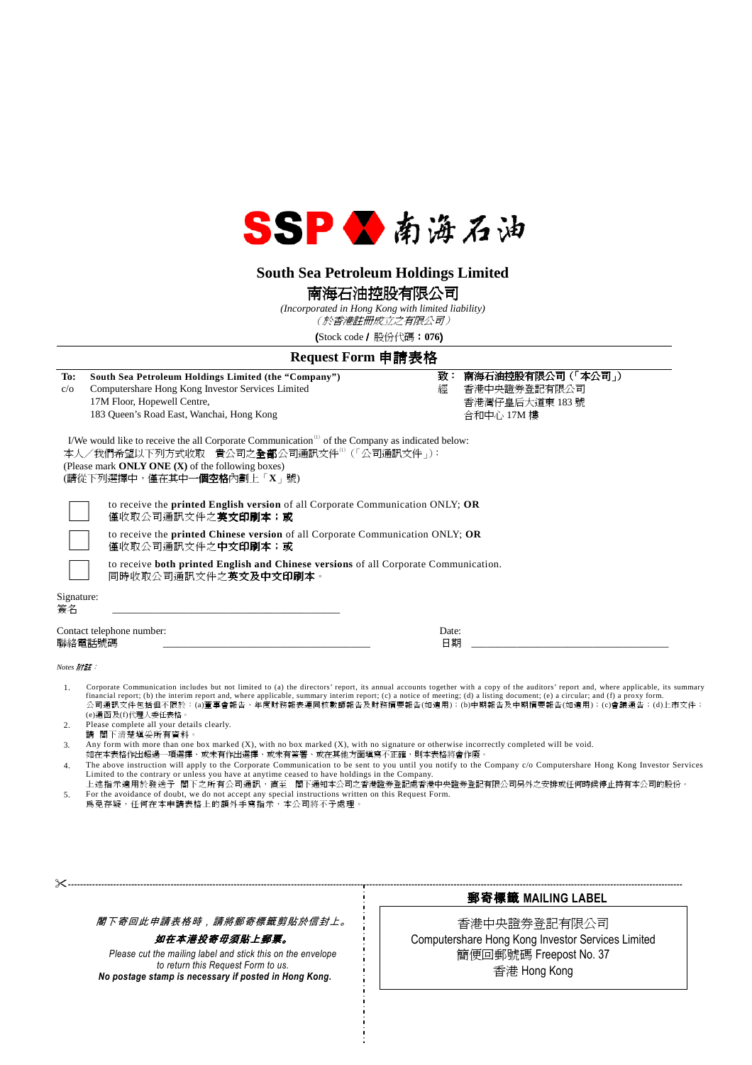SSP 南海石油

# South Sea Petroleum Holdings Limited

# 南海石油控股有限公司

*(Incorporated in Hong Kong with limited liability)*
*（於香港註冊成立之有限公司）*

**(**Stock code / 股份代碼：**076)**

## Request Form 申請表格

**To:** **South Sea Petroleum Holdings Limited (the "Company")**
c/o Computershare Hong Kong Investor Services Limited
17M Floor, Hopewell Centre,
183 Queen's Road East, Wanchai, Hong Kong

**致：** **南海石油控股有限公司（「本公司」）**
經 香港中央證券登記有限公司
香港灣仔皇后大道東 183 號
合和中心 17M 樓

I/We would like to receive the all Corporate Communication[(1)] of the Company as indicated below:
本人／我們希望以下列方式收取 貴公司之**全部**公司通訊文件[(1)]（「公司通訊文件」）：
(Please mark **ONLY ONE (X)** of the following boxes)
(請從下列選擇中，僅在其中**一個空格**內劃上「**X**」號)

☐ to receive the **printed English version** of all Corporate Communication ONLY; **OR**
僅收取公司通訊文件之**英文印刷本；或**

☐ to receive the **printed Chinese version** of all Corporate Communication ONLY; **OR**
僅收取公司通訊文件之**中文印刷本；或**

☐ to receive **both printed English and Chinese versions** of all Corporate Communication.
同時收取公司通訊文件之**英文及中文印刷本**。

Signature:
簽名 \_\_\_\_\_\_\_\_\_\_\_\_\_\_\_\_\_\_\_\_\_\_\_\_\_\_\_\_\_\_\_\_\_\_\_\_\_\_\_\_

Contact telephone number:
聯絡電話號碼 \_\_\_\_\_\_\_\_\_\_\_\_\_\_\_\_\_\_\_\_\_\_\_\_\_\_\_\_\_\_\_\_\_\_\_\_\_\_\_\_

Date:
日期 \_\_\_\_\_\_\_\_\_\_\_\_\_\_\_\_\_\_\_\_\_\_\_\_\_\_\_\_\_\_\_\_\_\_\_\_\_\_\_\_

*Notes 附註：*

1. Corporate Communication includes but not limited to (a) the directors' report, its annual accounts together with a copy of the auditors' report and, where applicable, its summary financial report; (b) the interim report and, where applicable, summary interim report; (c) a notice of meeting; (d) a listing document; (e) a circular; and (f) a proxy form.
公司通訊文件包括但不限於：(a)董事會報告、年度財務報表連同核數師報告及財務摘要報告(如適用)；(b)中期報告及中期摘要報告(如適用)；(c)會議通告；(d)上市文件；(e)通函及(f)代理人委任表格。
2. Please complete all your details clearly.
請 閣下清楚填妥所有資料。
3. Any form with more than one box marked (X), with no box marked (X), with no signature or otherwise incorrectly completed will be void.
如在本表格作出超過一項選擇、或未有作出選擇、或未有簽署、或在其他方面填寫不正確，則本表格將會作廢。
4. The above instruction will apply to the Corporate Communication to be sent to you until you notify to the Company c/o Computershare Hong Kong Investor Services Limited to the contrary or unless you have at anytime ceased to have holdings in the Company.
上述指示適用於發送予 閣下之所有公司通訊，直至 閣下通知本公司之香港證券登記處香港中央證券登記有限公司另外之安排或任何時候停止持有本公司的股份。
5. For the avoidance of doubt, we do not accept any special instructions written on this Request Form.
為免存疑，任何在本申請表格上的額外手寫指示，本公司將不予處理。

---

*閣下寄回此申請表格時，請將郵寄標籤剪貼於信封上。*
***如在本港投寄毋須貼上郵票。***
*Please cut the mailing label and stick this on the envelope to return this Request Form to us.*
***No postage stamp is necessary if posted in Hong Kong.***

**郵寄標籤 MAILING LABEL**

香港中央證券登記有限公司
Computershare Hong Kong Investor Services Limited
簡便回郵號碼 Freepost No. 37
香港 Hong Kong